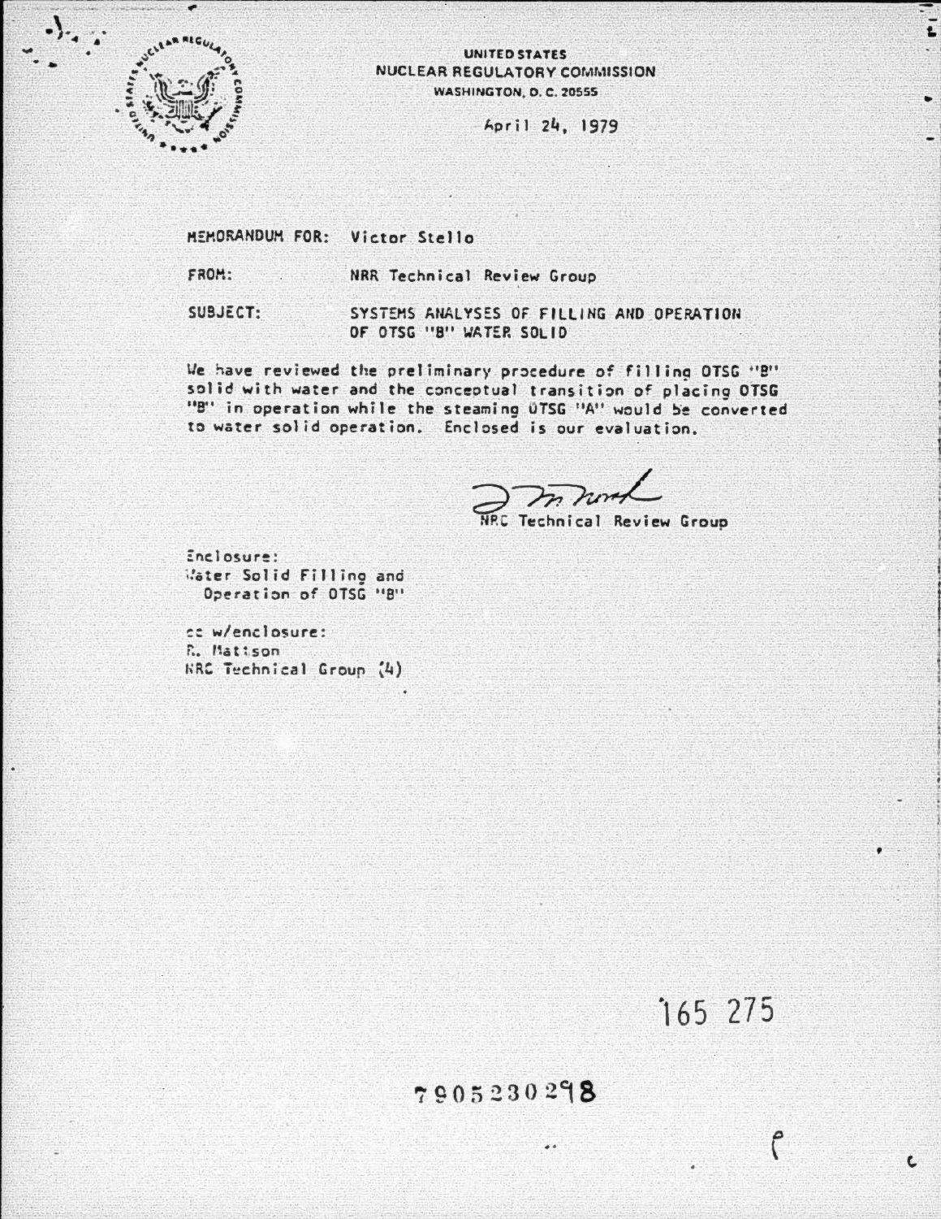UNITED STATES
NUCLEAR REGULATORY COMMISSION
WASHINGTON, D. C. 20555

April 24, 1979

MEMORANDUM FOR: Victor Stello

FROM: NRR Technical Review Group

SUBJECT: SYSTEMS ANALYSES OF FILLING AND OPERATION OF OTSG "B" WATER SOLID

We have reviewed the preliminary procedure of filling OTSG "B" solid with water and the conceptual transition of placing OTSG "B" in operation while the steaming OTSG "A" would be converted to water solid operation. Enclosed is our evaluation.

NRC Technical Review Group

Enclosure:
Water Solid Filling and Operation of OTSG "B"

cc w/enclosure:
R. Mattson
NRC Technical Group (4)

165 275

7905230298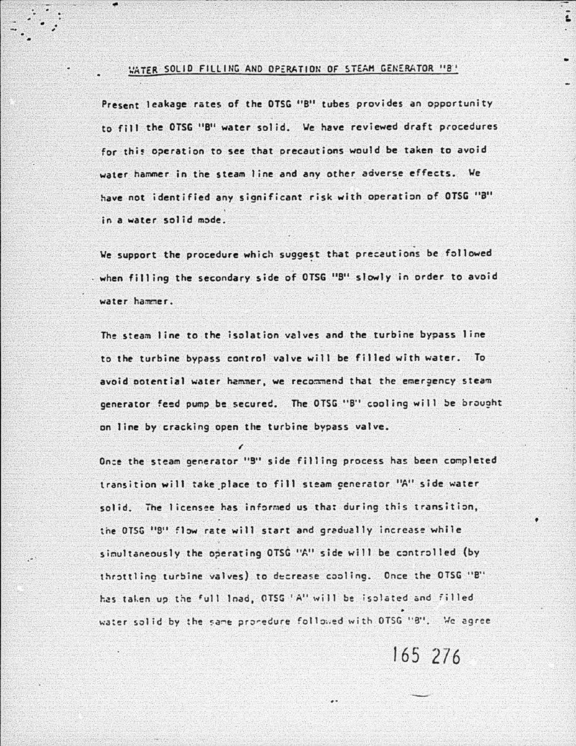## WATER SOLID FILLING AND OPERATION OF STEAM GENERATOR "B"

Present leakage rates of the OTSG "B" tubes provides an opportunity to fill the OTSG "B" water solid. We have reviewed draft procedures for this operation to see that precautions would be taken to avoid water hammer in the steam line and any other adverse effects. We have not identified any significant risk with operation of OTSG "B" in a water solid mode.

We support the procedure which suggest that precautions be followed when filling the secondary side of OTSG "B" slowly in order to avoid water hammer.

The steam line to the isolation valves and the turbine bypass line to the turbine bypass control valve will be filled with water. To avoid potential water hammer, we recommend that the emergency steam generator feed pump be secured. The OTSG "B" cooling will be brought on line by cracking open the turbine bypass valve.

Once the steam generator "B" side filling process has been completed transition will take place to fill steam generator "A" side water solid. The licensee has informed us that during this transition, the OTSG "B" flow rate will start and gradually increase while simultaneously the operating OTSG "A" side will be controlled (by throttling turbine valves) to decrease cooling. Once the OTSG "B" has taken up the full load, OTSG "A" will be isolated and filled water solid by the same procedure followed with OTSG "B". We agree

165 276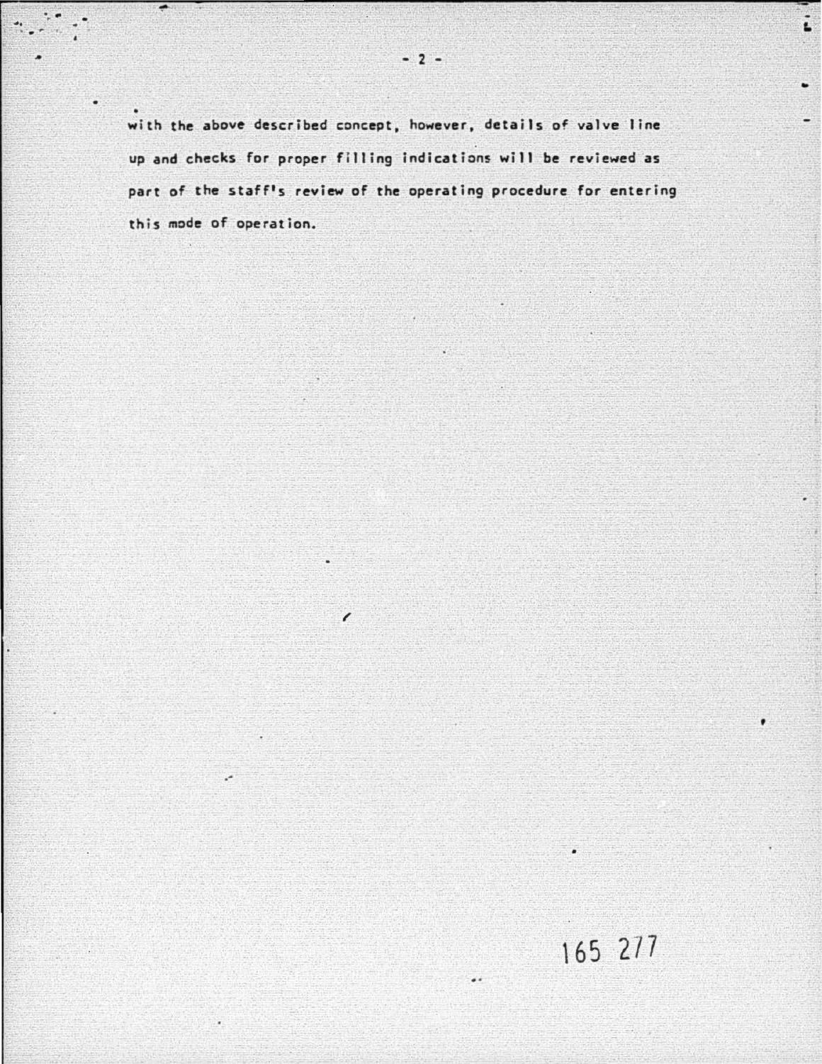with the above described concept, however, details of valve line up and checks for proper filling indications will be reviewed as part of the staff's review of the operating procedure for entering this mode of operation.

165 277